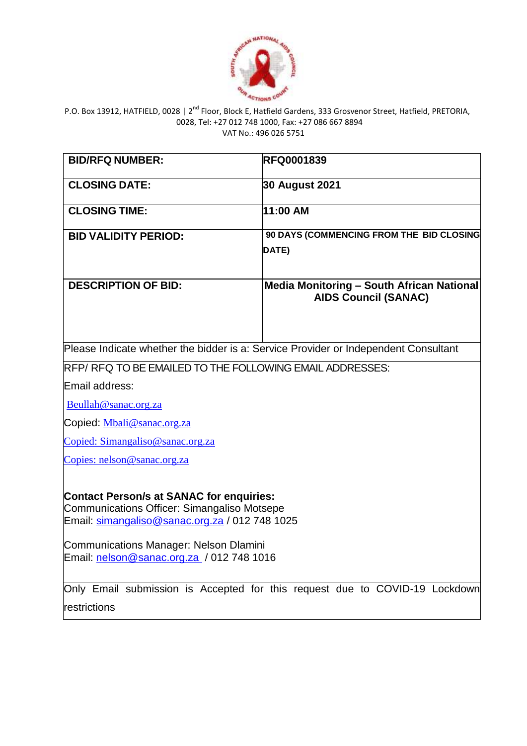P.O. Box 13912, HATFIELD, 0028 | 2nd Floor, Block E, Hatfield Gardens, 333 Grosvenor Street, Hatfield, PRETORIA, 0028, Tel: +27 012 748 1000, Fax: +27 086 667 8894
VAT No.: 496 026 5751

| | |
|---|---|
| **BID/RFQ NUMBER:** | **RFQ0001839** |
| **CLOSING DATE:** | **30 August 2021** |
| **CLOSING TIME:** | **11:00 AM** |
| **BID VALIDITY PERIOD:** | **90 DAYS (COMMENCING FROM THE BID CLOSING DATE)** |
| **DESCRIPTION OF BID:** | **Media Monitoring – South African National AIDS Council (SANAC)** |

Please Indicate whether the bidder is a: Service Provider or Independent Consultant

RFP/ RFQ TO BE EMAILED TO THE FOLLOWING EMAIL ADDRESSES:

Email address:

Beullah@sanac.org.za

Copied: Mbali@sanac.org.za

Copied: Simangaliso@sanac.org.za

Copies: nelson@sanac.org.za

**Contact Person/s at SANAC for enquiries:**
Communications Officer: Simangaliso Motsepe
Email: simangaliso@sanac.org.za / 012 748 1025

Communications Manager: Nelson Dlamini
Email: nelson@sanac.org.za / 012 748 1016

Only Email submission is Accepted for this request due to COVID-19 Lockdown restrictions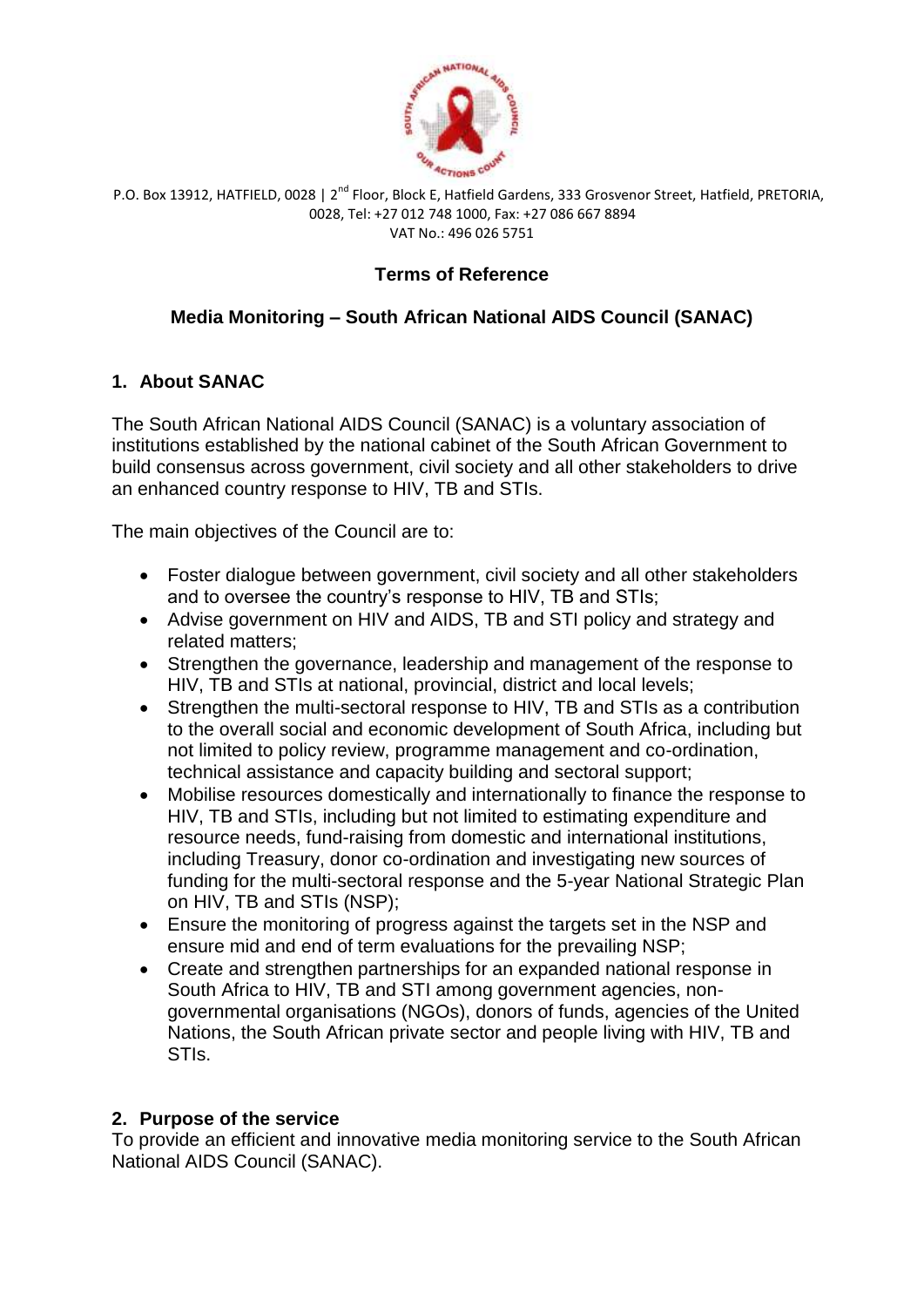P.O. Box 13912, HATFIELD, 0028 | 2nd Floor, Block E, Hatfield Gardens, 333 Grosvenor Street, Hatfield, PRETORIA, 0028, Tel: +27 012 748 1000, Fax: +27 086 667 8894
VAT No.: 496 026 5751

**Terms of Reference**

**Media Monitoring – South African National AIDS Council (SANAC)**

## 1. About SANAC

The South African National AIDS Council (SANAC) is a voluntary association of institutions established by the national cabinet of the South African Government to build consensus across government, civil society and all other stakeholders to drive an enhanced country response to HIV, TB and STIs.

The main objectives of the Council are to:

- Foster dialogue between government, civil society and all other stakeholders and to oversee the country's response to HIV, TB and STIs;
- Advise government on HIV and AIDS, TB and STI policy and strategy and related matters;
- Strengthen the governance, leadership and management of the response to HIV, TB and STIs at national, provincial, district and local levels;
- Strengthen the multi-sectoral response to HIV, TB and STIs as a contribution to the overall social and economic development of South Africa, including but not limited to policy review, programme management and co-ordination, technical assistance and capacity building and sectoral support;
- Mobilise resources domestically and internationally to finance the response to HIV, TB and STIs, including but not limited to estimating expenditure and resource needs, fund-raising from domestic and international institutions, including Treasury, donor co-ordination and investigating new sources of funding for the multi-sectoral response and the 5-year National Strategic Plan on HIV, TB and STIs (NSP);
- Ensure the monitoring of progress against the targets set in the NSP and ensure mid and end of term evaluations for the prevailing NSP;
- Create and strengthen partnerships for an expanded national response in South Africa to HIV, TB and STI among government agencies, non-governmental organisations (NGOs), donors of funds, agencies of the United Nations, the South African private sector and people living with HIV, TB and STIs.

## 2. Purpose of the service

To provide an efficient and innovative media monitoring service to the South African National AIDS Council (SANAC).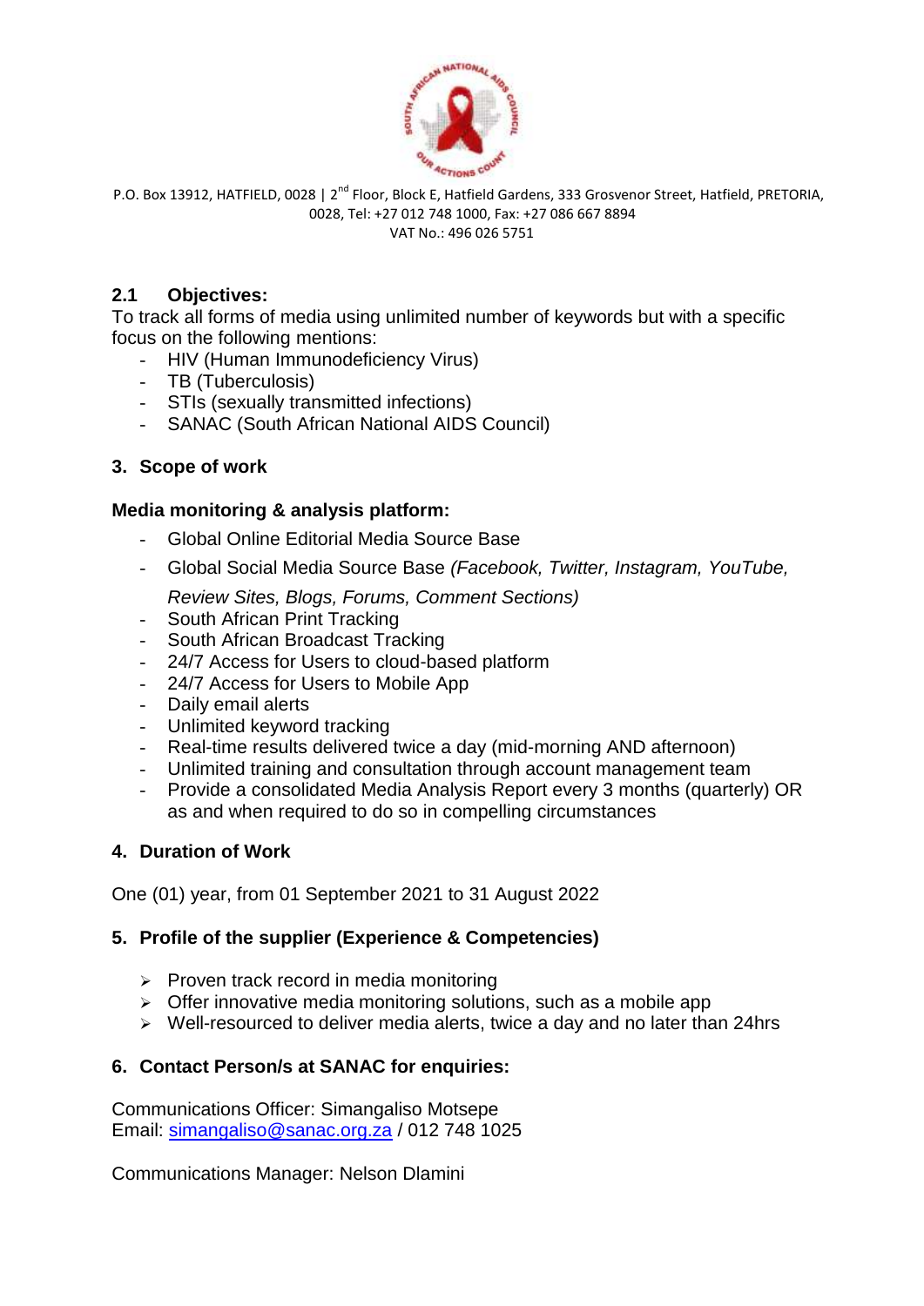P.O. Box 13912, HATFIELD, 0028 | 2nd Floor, Block E, Hatfield Gardens, 333 Grosvenor Street, Hatfield, PRETORIA, 0028, Tel: +27 012 748 1000, Fax: +27 086 667 8894
VAT No.: 496 026 5751

### 2.1 Objectives:

To track all forms of media using unlimited number of keywords but with a specific focus on the following mentions:

- HIV (Human Immunodeficiency Virus)
- TB (Tuberculosis)
- STIs (sexually transmitted infections)
- SANAC (South African National AIDS Council)

### 3. Scope of work

**Media monitoring & analysis platform:**

- Global Online Editorial Media Source Base
- Global Social Media Source Base *(Facebook, Twitter, Instagram, YouTube, Review Sites, Blogs, Forums, Comment Sections)*
- South African Print Tracking
- South African Broadcast Tracking
- 24/7 Access for Users to cloud-based platform
- 24/7 Access for Users to Mobile App
- Daily email alerts
- Unlimited keyword tracking
- Real-time results delivered twice a day (mid-morning AND afternoon)
- Unlimited training and consultation through account management team
- Provide a consolidated Media Analysis Report every 3 months (quarterly) OR as and when required to do so in compelling circumstances

### 4. Duration of Work

One (01) year, from 01 September 2021 to 31 August 2022

### 5. Profile of the supplier (Experience & Competencies)

- Proven track record in media monitoring
- Offer innovative media monitoring solutions, such as a mobile app
- Well-resourced to deliver media alerts, twice a day and no later than 24hrs

### 6. Contact Person/s at SANAC for enquiries:

Communications Officer: Simangaliso Motsepe
Email: simangaliso@sanac.org.za / 012 748 1025

Communications Manager: Nelson Dlamini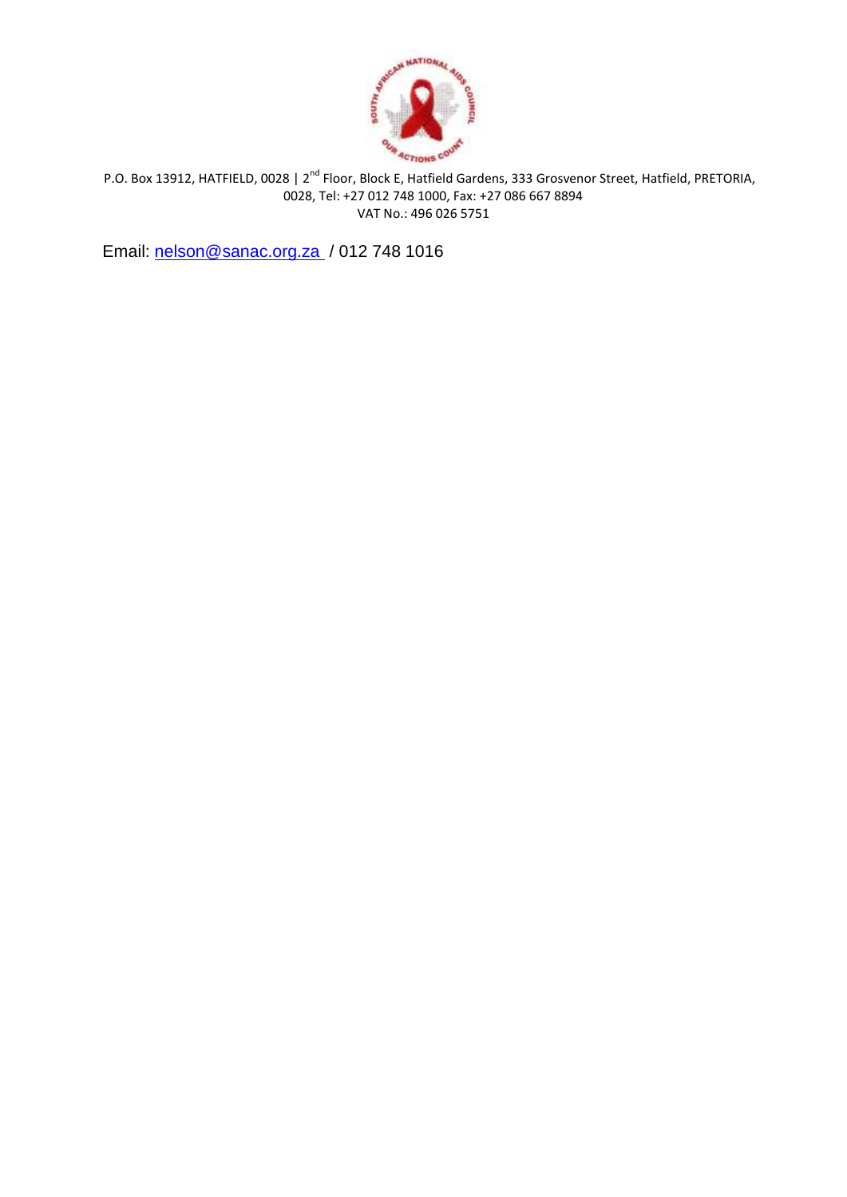P.O. Box 13912, HATFIELD, 0028 | 2nd Floor, Block E, Hatfield Gardens, 333 Grosvenor Street, Hatfield, PRETORIA, 0028, Tel: +27 012 748 1000, Fax: +27 086 667 8894
VAT No.: 496 026 5751

Email: nelson@sanac.org.za / 012 748 1016